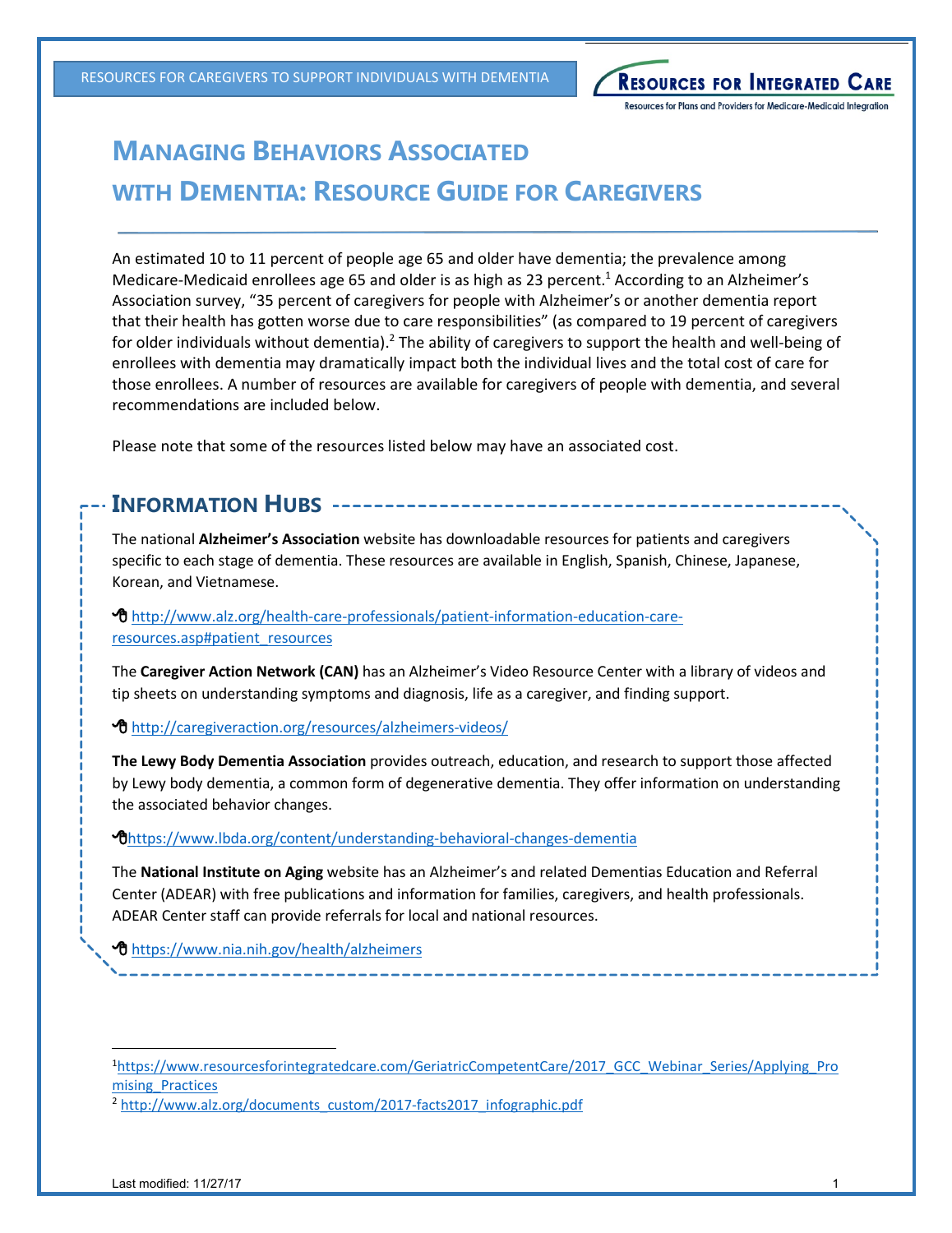# Managing Behaviors Associated with Dementia: Resource Guide for Caregivers

An estimated 10 to 11 percent of people age 65 and older have dementia; the prevalence among Medicare-Medicaid enrollees age 65 and older is as high as 23 percent.[1] According to an Alzheimer's Association survey, "35 percent of caregivers for people with Alzheimer's or another dementia report that their health has gotten worse due to care responsibilities" (as compared to 19 percent of caregivers for older individuals without dementia).[2] The ability of caregivers to support the health and well-being of enrollees with dementia may dramatically impact both the individual lives and the total cost of care for those enrollees. A number of resources are available for caregivers of people with dementia, and several recommendations are included below.

Please note that some of the resources listed below may have an associated cost.

## Information Hubs

The national **Alzheimer's Association** website has downloadable resources for patients and caregivers specific to each stage of dementia. These resources are available in English, Spanish, Chinese, Japanese, Korean, and Vietnamese.

http://www.alz.org/health-care-professionals/patient-information-education-care-resources.asp#patient_resources

The **Caregiver Action Network (CAN)** has an Alzheimer's Video Resource Center with a library of videos and tip sheets on understanding symptoms and diagnosis, life as a caregiver, and finding support.

http://caregiveraction.org/resources/alzheimers-videos/

**The Lewy Body Dementia Association** provides outreach, education, and research to support those affected by Lewy body dementia, a common form of degenerative dementia. They offer information on understanding the associated behavior changes.

https://www.lbda.org/content/understanding-behavioral-changes-dementia

The **National Institute on Aging** website has an Alzheimer's and related Dementias Education and Referral Center (ADEAR) with free publications and information for families, caregivers, and health professionals. ADEAR Center staff can provide referrals for local and national resources.

https://www.nia.nih.gov/health/alzheimers

---

[1] https://www.resourcesforintegratedcare.com/GeriatricCompetentCare/2017_GCC_Webinar_Series/Applying_Promising_Practices

[2] http://www.alz.org/documents_custom/2017-facts2017_infographic.pdf

Last modified: 11/27/17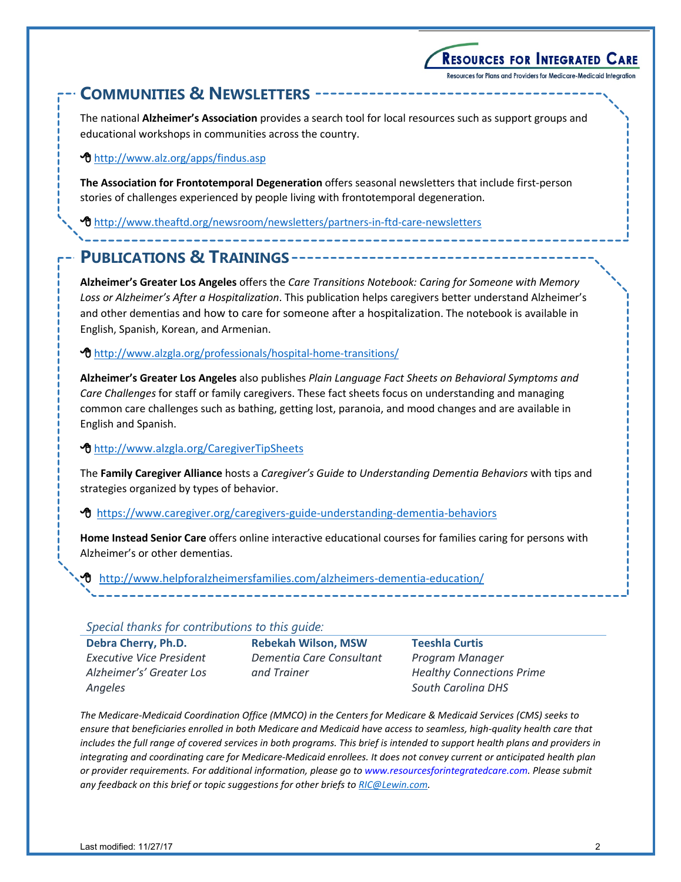## Communities & Newsletters

The national **Alzheimer's Association** provides a search tool for local resources such as support groups and educational workshops in communities across the country.

http://www.alz.org/apps/findus.asp

**The Association for Frontotemporal Degeneration** offers seasonal newsletters that include first-person stories of challenges experienced by people living with frontotemporal degeneration.

http://www.theaftd.org/newsroom/newsletters/partners-in-ftd-care-newsletters

## Publications & Trainings

**Alzheimer's Greater Los Angeles** offers the *Care Transitions Notebook: Caring for Someone with Memory Loss or Alzheimer's After a Hospitalization*. This publication helps caregivers better understand Alzheimer's and other dementias and how to care for someone after a hospitalization. The notebook is available in English, Spanish, Korean, and Armenian.

http://www.alzgla.org/professionals/hospital-home-transitions/

**Alzheimer's Greater Los Angeles** also publishes *Plain Language Fact Sheets on Behavioral Symptoms and Care Challenges* for staff or family caregivers. These fact sheets focus on understanding and managing common care challenges such as bathing, getting lost, paranoia, and mood changes and are available in English and Spanish.

http://www.alzgla.org/CaregiverTipSheets

The **Family Caregiver Alliance** hosts a *Caregiver's Guide to Understanding Dementia Behaviors* with tips and strategies organized by types of behavior.

https://www.caregiver.org/caregivers-guide-understanding-dementia-behaviors

**Home Instead Senior Care** offers online interactive educational courses for families caring for persons with Alzheimer's or other dementias.

http://www.helpforalzheimersfamilies.com/alzheimers-dementia-education/

*Special thanks for contributions to this guide:*

**Debra Cherry, Ph.D.**
*Executive Vice President*
*Alzheimer's' Greater Los Angeles*

**Rebekah Wilson, MSW**
*Dementia Care Consultant and Trainer*

**Teeshla Curtis**
*Program Manager*
*Healthy Connections Prime*
*South Carolina DHS*

*The Medicare-Medicaid Coordination Office (MMCO) in the Centers for Medicare & Medicaid Services (CMS) seeks to ensure that beneficiaries enrolled in both Medicare and Medicaid have access to seamless, high-quality health care that includes the full range of covered services in both programs. This brief is intended to support health plans and providers in integrating and coordinating care for Medicare-Medicaid enrollees. It does not convey current or anticipated health plan or provider requirements. For additional information, please go to www.resourcesforintegratedcare.com. Please submit any feedback on this brief or topic suggestions for other briefs to RIC@Lewin.com.*

Last modified: 11/27/17